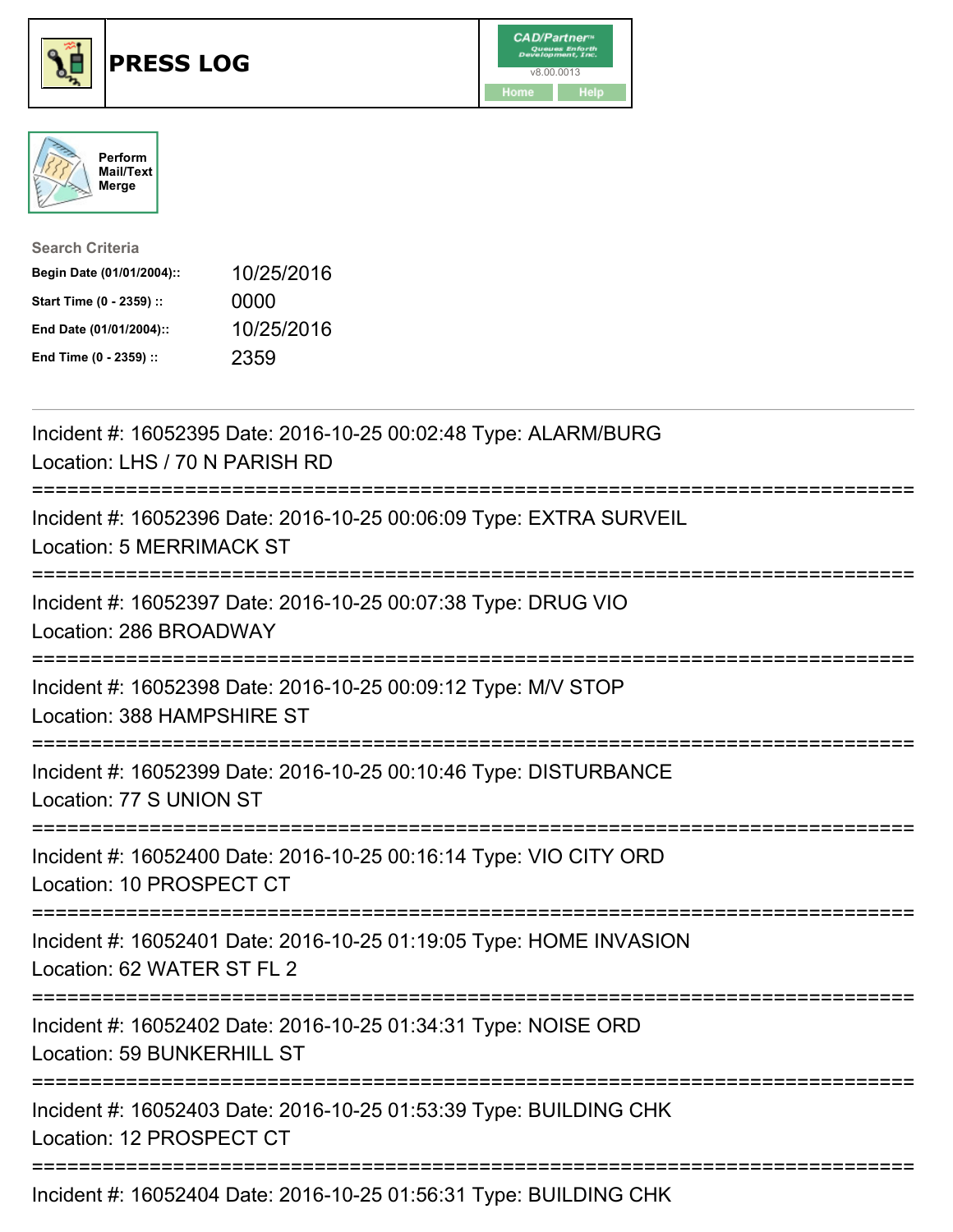# PRESS LOG

CAD/Partner™
v8.00.0013
Home Help

Perform Mail/Text Merge

**Search Criteria**

| | |
|---|---|
| **Begin Date (01/01/2004)::** | 10/25/2016 |
| **Start Time (0 - 2359) ::** | 0000 |
| **End Date (01/01/2004)::** | 10/25/2016 |
| **End Time (0 - 2359) ::** | 2359 |

---

Incident #: 16052395 Date: 2016-10-25 00:02:48 Type: ALARM/BURG
Location: LHS / 70 N PARISH RD

===========================================================================

Incident #: 16052396 Date: 2016-10-25 00:06:09 Type: EXTRA SURVEIL
Location: 5 MERRIMACK ST

===========================================================================

Incident #: 16052397 Date: 2016-10-25 00:07:38 Type: DRUG VIO
Location: 286 BROADWAY

===========================================================================

Incident #: 16052398 Date: 2016-10-25 00:09:12 Type: M/V STOP
Location: 388 HAMPSHIRE ST

===========================================================================

Incident #: 16052399 Date: 2016-10-25 00:10:46 Type: DISTURBANCE
Location: 77 S UNION ST

===========================================================================

Incident #: 16052400 Date: 2016-10-25 00:16:14 Type: VIO CITY ORD
Location: 10 PROSPECT CT

===========================================================================

Incident #: 16052401 Date: 2016-10-25 01:19:05 Type: HOME INVASION
Location: 62 WATER ST FL 2

===========================================================================

Incident #: 16052402 Date: 2016-10-25 01:34:31 Type: NOISE ORD
Location: 59 BUNKERHILL ST

===========================================================================

Incident #: 16052403 Date: 2016-10-25 01:53:39 Type: BUILDING CHK
Location: 12 PROSPECT CT

===========================================================================

Incident #: 16052404 Date: 2016-10-25 01:56:31 Type: BUILDING CHK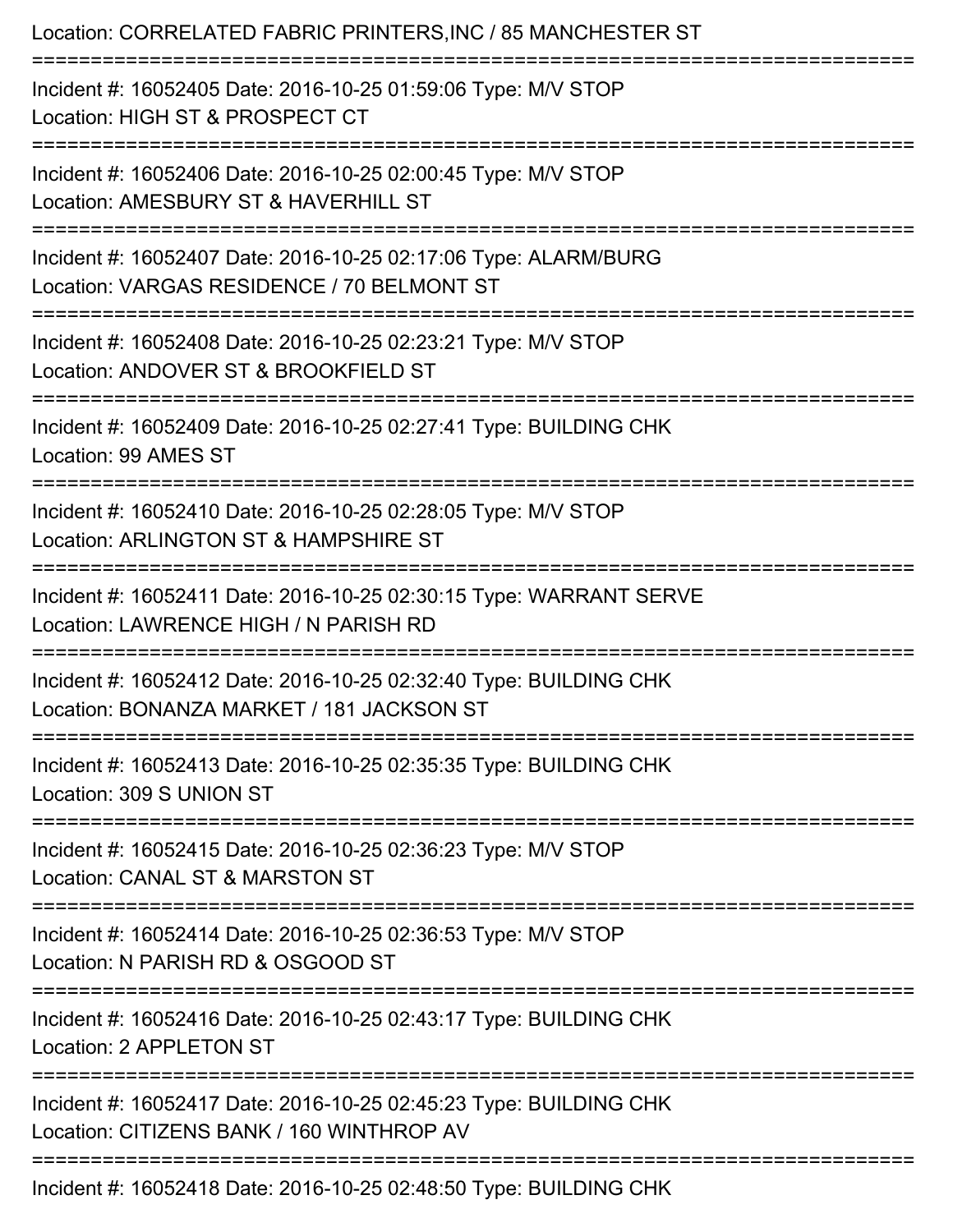Location: CORRELATED FABRIC PRINTERS,INC / 85 MANCHESTER ST

===========================================================================

Incident #: 16052405 Date: 2016-10-25 01:59:06 Type: M/V STOP

Location: HIGH ST & PROSPECT CT

===========================================================================

Incident #: 16052406 Date: 2016-10-25 02:00:45 Type: M/V STOP

Location: AMESBURY ST & HAVERHILL ST

===========================================================================

Incident #: 16052407 Date: 2016-10-25 02:17:06 Type: ALARM/BURG

Location: VARGAS RESIDENCE / 70 BELMONT ST

===========================================================================

Incident #: 16052408 Date: 2016-10-25 02:23:21 Type: M/V STOP

Location: ANDOVER ST & BROOKFIELD ST

===========================================================================

Incident #: 16052409 Date: 2016-10-25 02:27:41 Type: BUILDING CHK

Location: 99 AMES ST

===========================================================================

Incident #: 16052410 Date: 2016-10-25 02:28:05 Type: M/V STOP

Location: ARLINGTON ST & HAMPSHIRE ST

===========================================================================

Incident #: 16052411 Date: 2016-10-25 02:30:15 Type: WARRANT SERVE

Location: LAWRENCE HIGH / N PARISH RD

===========================================================================

Incident #: 16052412 Date: 2016-10-25 02:32:40 Type: BUILDING CHK

Location: BONANZA MARKET / 181 JACKSON ST

===========================================================================

Incident #: 16052413 Date: 2016-10-25 02:35:35 Type: BUILDING CHK

Location: 309 S UNION ST

===========================================================================

Incident #: 16052415 Date: 2016-10-25 02:36:23 Type: M/V STOP

Location: CANAL ST & MARSTON ST

===========================================================================

Incident #: 16052414 Date: 2016-10-25 02:36:53 Type: M/V STOP

Location: N PARISH RD & OSGOOD ST

===========================================================================

Incident #: 16052416 Date: 2016-10-25 02:43:17 Type: BUILDING CHK

Location: 2 APPLETON ST

===========================================================================

Incident #: 16052417 Date: 2016-10-25 02:45:23 Type: BUILDING CHK

Location: CITIZENS BANK / 160 WINTHROP AV

===========================================================================

Incident #: 16052418 Date: 2016-10-25 02:48:50 Type: BUILDING CHK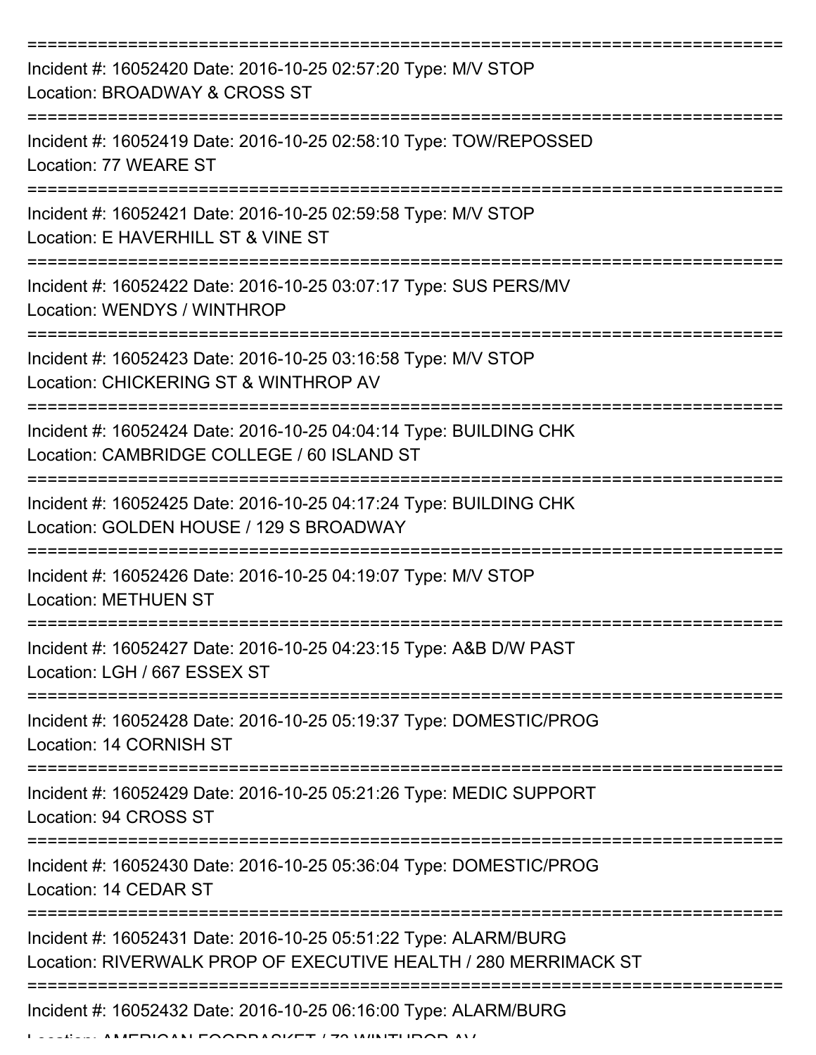===========================================================================

Incident #: 16052420 Date: 2016-10-25 02:57:20 Type: M/V STOP
Location: BROADWAY & CROSS ST

===========================================================================

Incident #: 16052419 Date: 2016-10-25 02:58:10 Type: TOW/REPOSSED
Location: 77 WEARE ST

===========================================================================

Incident #: 16052421 Date: 2016-10-25 02:59:58 Type: M/V STOP
Location: E HAVERHILL ST & VINE ST

===========================================================================

Incident #: 16052422 Date: 2016-10-25 03:07:17 Type: SUS PERS/MV
Location: WENDYS / WINTHROP

===========================================================================

Incident #: 16052423 Date: 2016-10-25 03:16:58 Type: M/V STOP
Location: CHICKERING ST & WINTHROP AV

===========================================================================

Incident #: 16052424 Date: 2016-10-25 04:04:14 Type: BUILDING CHK
Location: CAMBRIDGE COLLEGE / 60 ISLAND ST

===========================================================================

Incident #: 16052425 Date: 2016-10-25 04:17:24 Type: BUILDING CHK
Location: GOLDEN HOUSE / 129 S BROADWAY

===========================================================================

Incident #: 16052426 Date: 2016-10-25 04:19:07 Type: M/V STOP
Location: METHUEN ST

===========================================================================

Incident #: 16052427 Date: 2016-10-25 04:23:15 Type: A&B D/W PAST
Location: LGH / 667 ESSEX ST

===========================================================================

Incident #: 16052428 Date: 2016-10-25 05:19:37 Type: DOMESTIC/PROG
Location: 14 CORNISH ST

===========================================================================

Incident #: 16052429 Date: 2016-10-25 05:21:26 Type: MEDIC SUPPORT
Location: 94 CROSS ST

===========================================================================

Incident #: 16052430 Date: 2016-10-25 05:36:04 Type: DOMESTIC/PROG
Location: 14 CEDAR ST

===========================================================================

Incident #: 16052431 Date: 2016-10-25 05:51:22 Type: ALARM/BURG
Location: RIVERWALK PROP OF EXECUTIVE HEALTH / 280 MERRIMACK ST

===========================================================================

Incident #: 16052432 Date: 2016-10-25 06:16:00 Type: ALARM/BURG
Location: AMERICAN FOODBASKET / 72 WINTHROP AV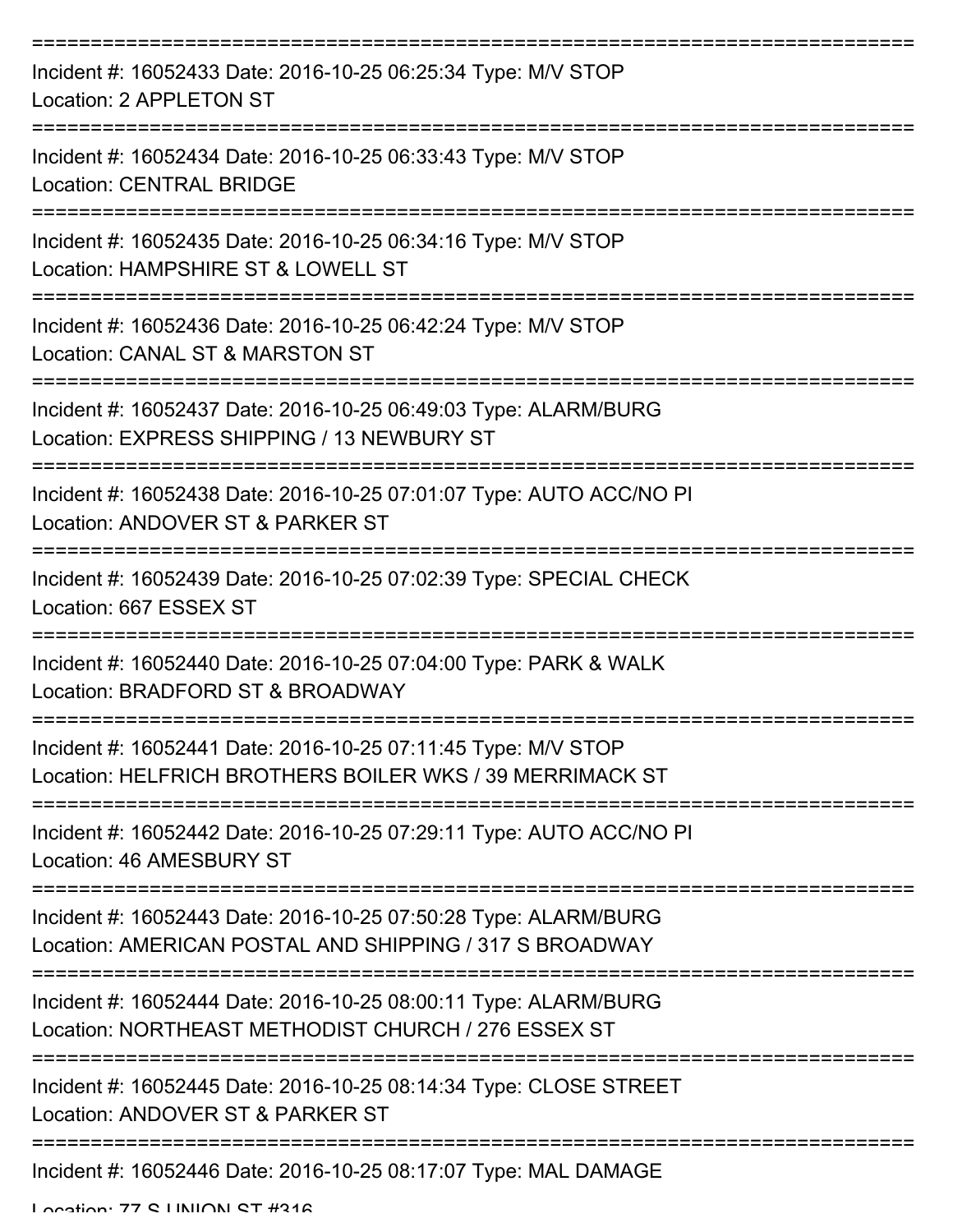===========================================================================

Incident #: 16052433 Date: 2016-10-25 06:25:34 Type: M/V STOP
Location: 2 APPLETON ST

===========================================================================

Incident #: 16052434 Date: 2016-10-25 06:33:43 Type: M/V STOP
Location: CENTRAL BRIDGE

===========================================================================

Incident #: 16052435 Date: 2016-10-25 06:34:16 Type: M/V STOP
Location: HAMPSHIRE ST & LOWELL ST

===========================================================================

Incident #: 16052436 Date: 2016-10-25 06:42:24 Type: M/V STOP
Location: CANAL ST & MARSTON ST

===========================================================================

Incident #: 16052437 Date: 2016-10-25 06:49:03 Type: ALARM/BURG
Location: EXPRESS SHIPPING / 13 NEWBURY ST

===========================================================================

Incident #: 16052438 Date: 2016-10-25 07:01:07 Type: AUTO ACC/NO PI
Location: ANDOVER ST & PARKER ST

===========================================================================

Incident #: 16052439 Date: 2016-10-25 07:02:39 Type: SPECIAL CHECK
Location: 667 ESSEX ST

===========================================================================

Incident #: 16052440 Date: 2016-10-25 07:04:00 Type: PARK & WALK
Location: BRADFORD ST & BROADWAY

===========================================================================

Incident #: 16052441 Date: 2016-10-25 07:11:45 Type: M/V STOP
Location: HELFRICH BROTHERS BOILER WKS / 39 MERRIMACK ST

===========================================================================

Incident #: 16052442 Date: 2016-10-25 07:29:11 Type: AUTO ACC/NO PI
Location: 46 AMESBURY ST

===========================================================================

Incident #: 16052443 Date: 2016-10-25 07:50:28 Type: ALARM/BURG
Location: AMERICAN POSTAL AND SHIPPING / 317 S BROADWAY

===========================================================================

Incident #: 16052444 Date: 2016-10-25 08:00:11 Type: ALARM/BURG
Location: NORTHEAST METHODIST CHURCH / 276 ESSEX ST

===========================================================================

Incident #: 16052445 Date: 2016-10-25 08:14:34 Type: CLOSE STREET
Location: ANDOVER ST & PARKER ST

===========================================================================

Incident #: 16052446 Date: 2016-10-25 08:17:07 Type: MAL DAMAGE
Location: 77 S UNION ST #316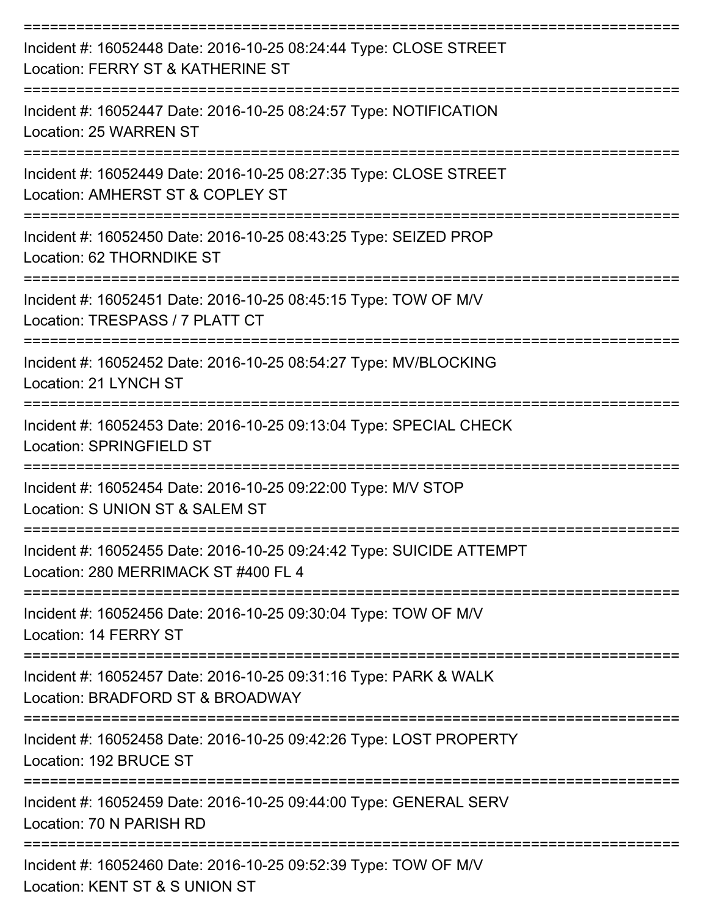===========================================================================
Incident #: 16052448 Date: 2016-10-25 08:24:44 Type: CLOSE STREET
Location: FERRY ST & KATHERINE ST
===========================================================================
Incident #: 16052447 Date: 2016-10-25 08:24:57 Type: NOTIFICATION
Location: 25 WARREN ST
===========================================================================
Incident #: 16052449 Date: 2016-10-25 08:27:35 Type: CLOSE STREET
Location: AMHERST ST & COPLEY ST
===========================================================================
Incident #: 16052450 Date: 2016-10-25 08:43:25 Type: SEIZED PROP
Location: 62 THORNDIKE ST
===========================================================================
Incident #: 16052451 Date: 2016-10-25 08:45:15 Type: TOW OF M/V
Location: TRESPASS / 7 PLATT CT
===========================================================================
Incident #: 16052452 Date: 2016-10-25 08:54:27 Type: MV/BLOCKING
Location: 21 LYNCH ST
===========================================================================
Incident #: 16052453 Date: 2016-10-25 09:13:04 Type: SPECIAL CHECK
Location: SPRINGFIELD ST
===========================================================================
Incident #: 16052454 Date: 2016-10-25 09:22:00 Type: M/V STOP
Location: S UNION ST & SALEM ST
===========================================================================
Incident #: 16052455 Date: 2016-10-25 09:24:42 Type: SUICIDE ATTEMPT
Location: 280 MERRIMACK ST #400 FL 4
===========================================================================
Incident #: 16052456 Date: 2016-10-25 09:30:04 Type: TOW OF M/V
Location: 14 FERRY ST
===========================================================================
Incident #: 16052457 Date: 2016-10-25 09:31:16 Type: PARK & WALK
Location: BRADFORD ST & BROADWAY
===========================================================================
Incident #: 16052458 Date: 2016-10-25 09:42:26 Type: LOST PROPERTY
Location: 192 BRUCE ST
===========================================================================
Incident #: 16052459 Date: 2016-10-25 09:44:00 Type: GENERAL SERV
Location: 70 N PARISH RD
===========================================================================
Incident #: 16052460 Date: 2016-10-25 09:52:39 Type: TOW OF M/V
Location: KENT ST & S UNION ST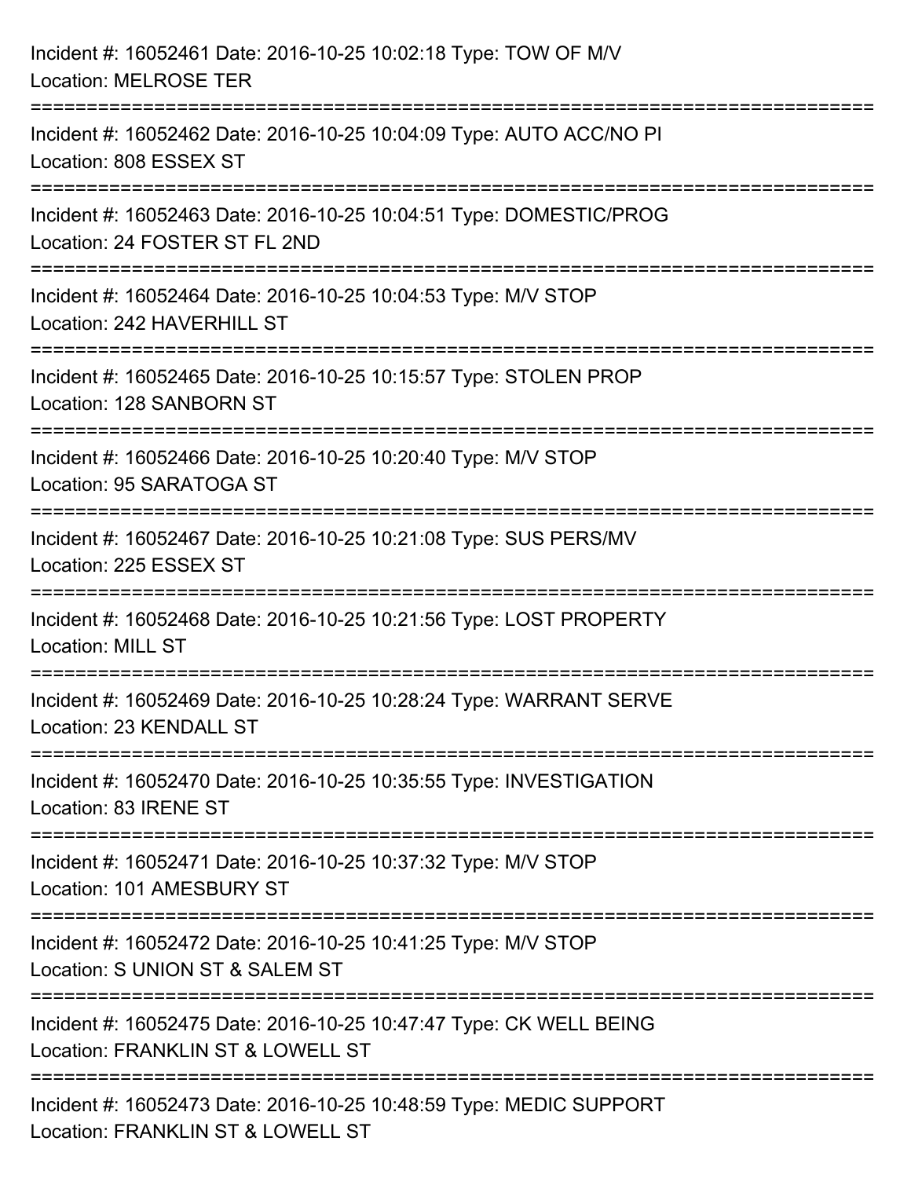Incident #: 16052461 Date: 2016-10-25 10:02:18 Type: TOW OF M/V
Location: MELROSE TER

===========================================================================

Incident #: 16052462 Date: 2016-10-25 10:04:09 Type: AUTO ACC/NO PI
Location: 808 ESSEX ST

===========================================================================

Incident #: 16052463 Date: 2016-10-25 10:04:51 Type: DOMESTIC/PROG
Location: 24 FOSTER ST FL 2ND

===========================================================================

Incident #: 16052464 Date: 2016-10-25 10:04:53 Type: M/V STOP
Location: 242 HAVERHILL ST

===========================================================================

Incident #: 16052465 Date: 2016-10-25 10:15:57 Type: STOLEN PROP
Location: 128 SANBORN ST

===========================================================================

Incident #: 16052466 Date: 2016-10-25 10:20:40 Type: M/V STOP
Location: 95 SARATOGA ST

===========================================================================

Incident #: 16052467 Date: 2016-10-25 10:21:08 Type: SUS PERS/MV
Location: 225 ESSEX ST

===========================================================================

Incident #: 16052468 Date: 2016-10-25 10:21:56 Type: LOST PROPERTY
Location: MILL ST

===========================================================================

Incident #: 16052469 Date: 2016-10-25 10:28:24 Type: WARRANT SERVE
Location: 23 KENDALL ST

===========================================================================

Incident #: 16052470 Date: 2016-10-25 10:35:55 Type: INVESTIGATION
Location: 83 IRENE ST

===========================================================================

Incident #: 16052471 Date: 2016-10-25 10:37:32 Type: M/V STOP
Location: 101 AMESBURY ST

===========================================================================

Incident #: 16052472 Date: 2016-10-25 10:41:25 Type: M/V STOP
Location: S UNION ST & SALEM ST

===========================================================================

Incident #: 16052475 Date: 2016-10-25 10:47:47 Type: CK WELL BEING
Location: FRANKLIN ST & LOWELL ST

===========================================================================

Incident #: 16052473 Date: 2016-10-25 10:48:59 Type: MEDIC SUPPORT
Location: FRANKLIN ST & LOWELL ST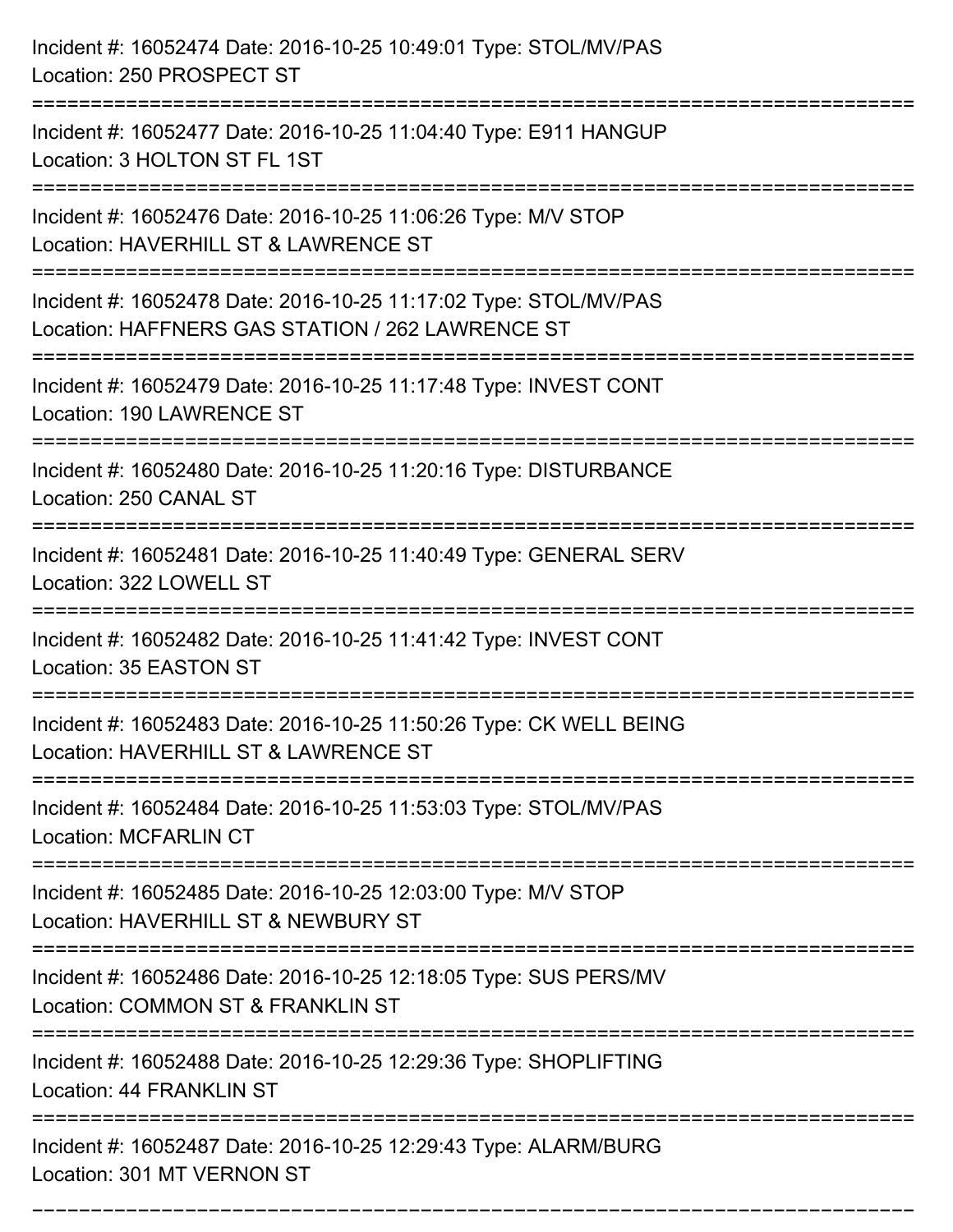Incident #: 16052474 Date: 2016-10-25 10:49:01 Type: STOL/MV/PAS
Location: 250 PROSPECT ST

===========================================================================

Incident #: 16052477 Date: 2016-10-25 11:04:40 Type: E911 HANGUP
Location: 3 HOLTON ST FL 1ST

===========================================================================

Incident #: 16052476 Date: 2016-10-25 11:06:26 Type: M/V STOP
Location: HAVERHILL ST & LAWRENCE ST

===========================================================================

Incident #: 16052478 Date: 2016-10-25 11:17:02 Type: STOL/MV/PAS
Location: HAFFNERS GAS STATION / 262 LAWRENCE ST

===========================================================================

Incident #: 16052479 Date: 2016-10-25 11:17:48 Type: INVEST CONT
Location: 190 LAWRENCE ST

===========================================================================

Incident #: 16052480 Date: 2016-10-25 11:20:16 Type: DISTURBANCE
Location: 250 CANAL ST

===========================================================================

Incident #: 16052481 Date: 2016-10-25 11:40:49 Type: GENERAL SERV
Location: 322 LOWELL ST

===========================================================================

Incident #: 16052482 Date: 2016-10-25 11:41:42 Type: INVEST CONT
Location: 35 EASTON ST

===========================================================================

Incident #: 16052483 Date: 2016-10-25 11:50:26 Type: CK WELL BEING
Location: HAVERHILL ST & LAWRENCE ST

===========================================================================

Incident #: 16052484 Date: 2016-10-25 11:53:03 Type: STOL/MV/PAS
Location: MCFARLIN CT

===========================================================================

Incident #: 16052485 Date: 2016-10-25 12:03:00 Type: M/V STOP
Location: HAVERHILL ST & NEWBURY ST

===========================================================================

Incident #: 16052486 Date: 2016-10-25 12:18:05 Type: SUS PERS/MV
Location: COMMON ST & FRANKLIN ST

===========================================================================

Incident #: 16052488 Date: 2016-10-25 12:29:36 Type: SHOPLIFTING
Location: 44 FRANKLIN ST

===========================================================================

Incident #: 16052487 Date: 2016-10-25 12:29:43 Type: ALARM/BURG
Location: 301 MT VERNON ST

===========================================================================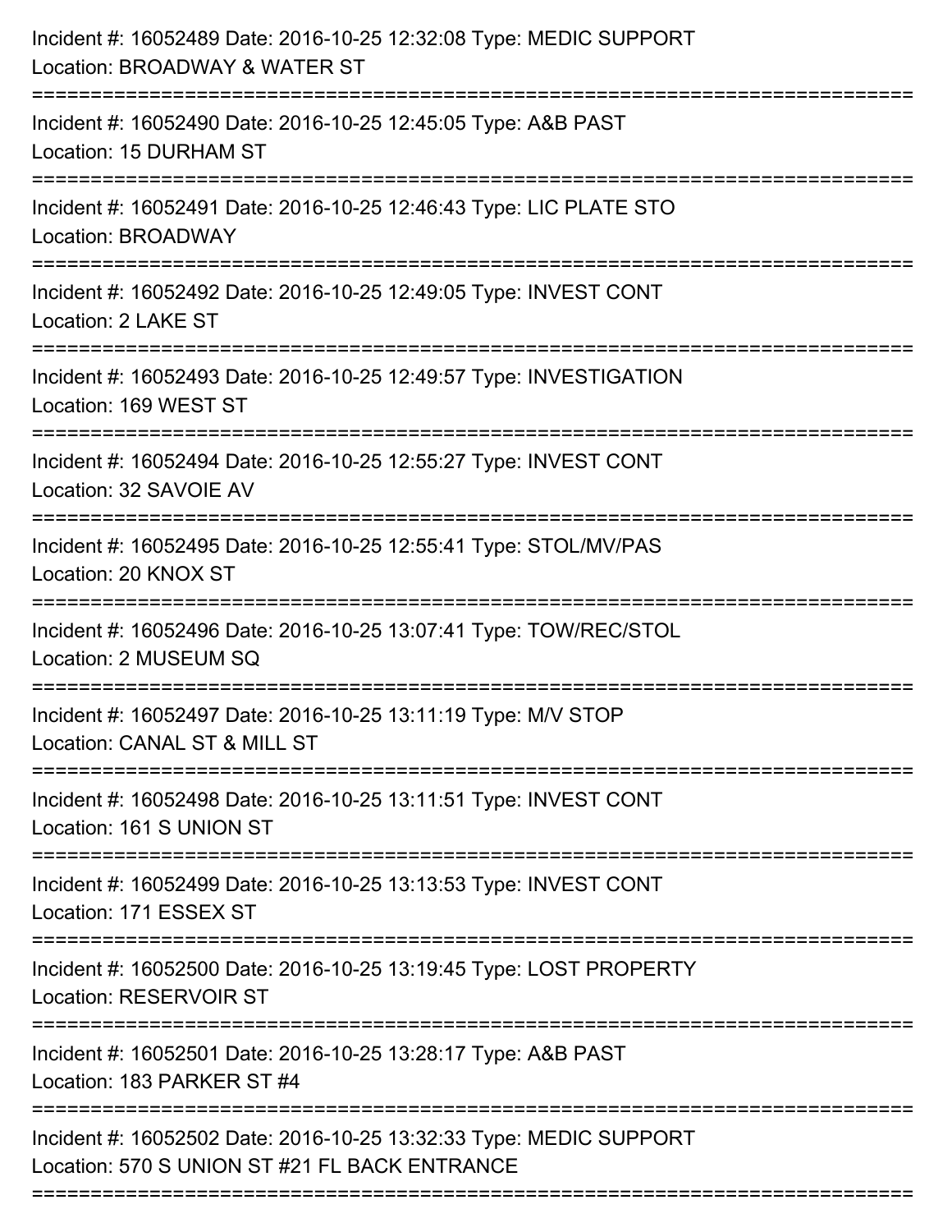Incident #: 16052489 Date: 2016-10-25 12:32:08 Type: MEDIC SUPPORT
Location: BROADWAY & WATER ST

===========================================================================

Incident #: 16052490 Date: 2016-10-25 12:45:05 Type: A&B PAST
Location: 15 DURHAM ST

===========================================================================

Incident #: 16052491 Date: 2016-10-25 12:46:43 Type: LIC PLATE STO
Location: BROADWAY

===========================================================================

Incident #: 16052492 Date: 2016-10-25 12:49:05 Type: INVEST CONT
Location: 2 LAKE ST

===========================================================================

Incident #: 16052493 Date: 2016-10-25 12:49:57 Type: INVESTIGATION
Location: 169 WEST ST

===========================================================================

Incident #: 16052494 Date: 2016-10-25 12:55:27 Type: INVEST CONT
Location: 32 SAVOIE AV

===========================================================================

Incident #: 16052495 Date: 2016-10-25 12:55:41 Type: STOL/MV/PAS
Location: 20 KNOX ST

===========================================================================

Incident #: 16052496 Date: 2016-10-25 13:07:41 Type: TOW/REC/STOL
Location: 2 MUSEUM SQ

===========================================================================

Incident #: 16052497 Date: 2016-10-25 13:11:19 Type: M/V STOP
Location: CANAL ST & MILL ST

===========================================================================

Incident #: 16052498 Date: 2016-10-25 13:11:51 Type: INVEST CONT
Location: 161 S UNION ST

===========================================================================

Incident #: 16052499 Date: 2016-10-25 13:13:53 Type: INVEST CONT
Location: 171 ESSEX ST

===========================================================================

Incident #: 16052500 Date: 2016-10-25 13:19:45 Type: LOST PROPERTY
Location: RESERVOIR ST

===========================================================================

Incident #: 16052501 Date: 2016-10-25 13:28:17 Type: A&B PAST
Location: 183 PARKER ST #4

===========================================================================

Incident #: 16052502 Date: 2016-10-25 13:32:33 Type: MEDIC SUPPORT
Location: 570 S UNION ST #21 FL BACK ENTRANCE

===========================================================================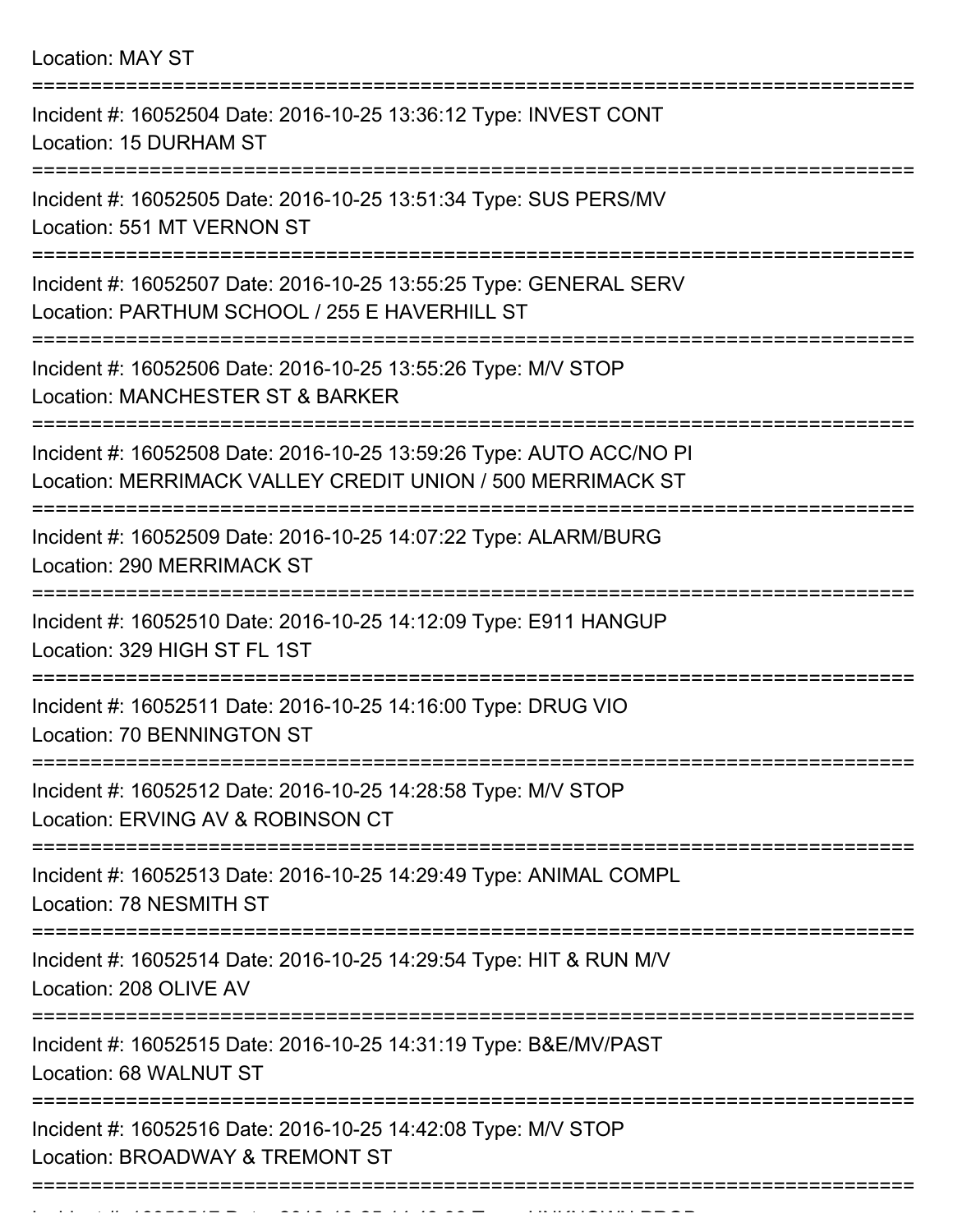Location: MAY ST

===========================================================================

Incident #: 16052504 Date: 2016-10-25 13:36:12 Type: INVEST CONT
Location: 15 DURHAM ST

===========================================================================

Incident #: 16052505 Date: 2016-10-25 13:51:34 Type: SUS PERS/MV
Location: 551 MT VERNON ST

===========================================================================

Incident #: 16052507 Date: 2016-10-25 13:55:25 Type: GENERAL SERV
Location: PARTHUM SCHOOL / 255 E HAVERHILL ST

===========================================================================

Incident #: 16052506 Date: 2016-10-25 13:55:26 Type: M/V STOP
Location: MANCHESTER ST & BARKER

===========================================================================

Incident #: 16052508 Date: 2016-10-25 13:59:26 Type: AUTO ACC/NO PI
Location: MERRIMACK VALLEY CREDIT UNION / 500 MERRIMACK ST

===========================================================================

Incident #: 16052509 Date: 2016-10-25 14:07:22 Type: ALARM/BURG
Location: 290 MERRIMACK ST

===========================================================================

Incident #: 16052510 Date: 2016-10-25 14:12:09 Type: E911 HANGUP
Location: 329 HIGH ST FL 1ST

===========================================================================

Incident #: 16052511 Date: 2016-10-25 14:16:00 Type: DRUG VIO
Location: 70 BENNINGTON ST

===========================================================================

Incident #: 16052512 Date: 2016-10-25 14:28:58 Type: M/V STOP
Location: ERVING AV & ROBINSON CT

===========================================================================

Incident #: 16052513 Date: 2016-10-25 14:29:49 Type: ANIMAL COMPL
Location: 78 NESMITH ST

===========================================================================

Incident #: 16052514 Date: 2016-10-25 14:29:54 Type: HIT & RUN M/V
Location: 208 OLIVE AV

===========================================================================

Incident #: 16052515 Date: 2016-10-25 14:31:19 Type: B&E/MV/PAST
Location: 68 WALNUT ST

===========================================================================

Incident #: 16052516 Date: 2016-10-25 14:42:08 Type: M/V STOP
Location: BROADWAY & TREMONT ST

===========================================================================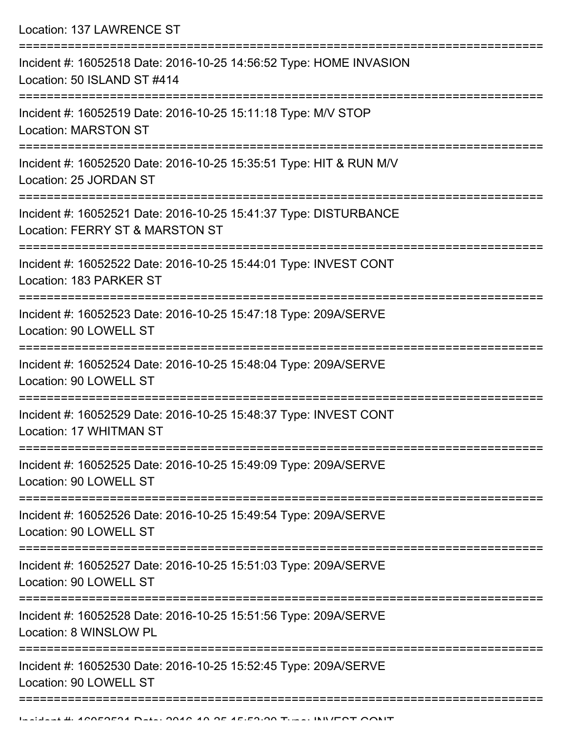Location: 137 LAWRENCE ST

===========================================================================

Incident #: 16052518 Date: 2016-10-25 14:56:52 Type: HOME INVASION

Location: 50 ISLAND ST #414

===========================================================================

Incident #: 16052519 Date: 2016-10-25 15:11:18 Type: M/V STOP

Location: MARSTON ST

===========================================================================

Incident #: 16052520 Date: 2016-10-25 15:35:51 Type: HIT & RUN M/V

Location: 25 JORDAN ST

===========================================================================

Incident #: 16052521 Date: 2016-10-25 15:41:37 Type: DISTURBANCE

Location: FERRY ST & MARSTON ST

===========================================================================

Incident #: 16052522 Date: 2016-10-25 15:44:01 Type: INVEST CONT

Location: 183 PARKER ST

===========================================================================

Incident #: 16052523 Date: 2016-10-25 15:47:18 Type: 209A/SERVE

Location: 90 LOWELL ST

===========================================================================

Incident #: 16052524 Date: 2016-10-25 15:48:04 Type: 209A/SERVE

Location: 90 LOWELL ST

===========================================================================

Incident #: 16052529 Date: 2016-10-25 15:48:37 Type: INVEST CONT

Location: 17 WHITMAN ST

===========================================================================

Incident #: 16052525 Date: 2016-10-25 15:49:09 Type: 209A/SERVE

Location: 90 LOWELL ST

===========================================================================

Incident #: 16052526 Date: 2016-10-25 15:49:54 Type: 209A/SERVE

Location: 90 LOWELL ST

===========================================================================

Incident #: 16052527 Date: 2016-10-25 15:51:03 Type: 209A/SERVE

Location: 90 LOWELL ST

===========================================================================

Incident #: 16052528 Date: 2016-10-25 15:51:56 Type: 209A/SERVE

Location: 8 WINSLOW PL

===========================================================================

Incident #: 16052530 Date: 2016-10-25 15:52:45 Type: 209A/SERVE

Location: 90 LOWELL ST

===========================================================================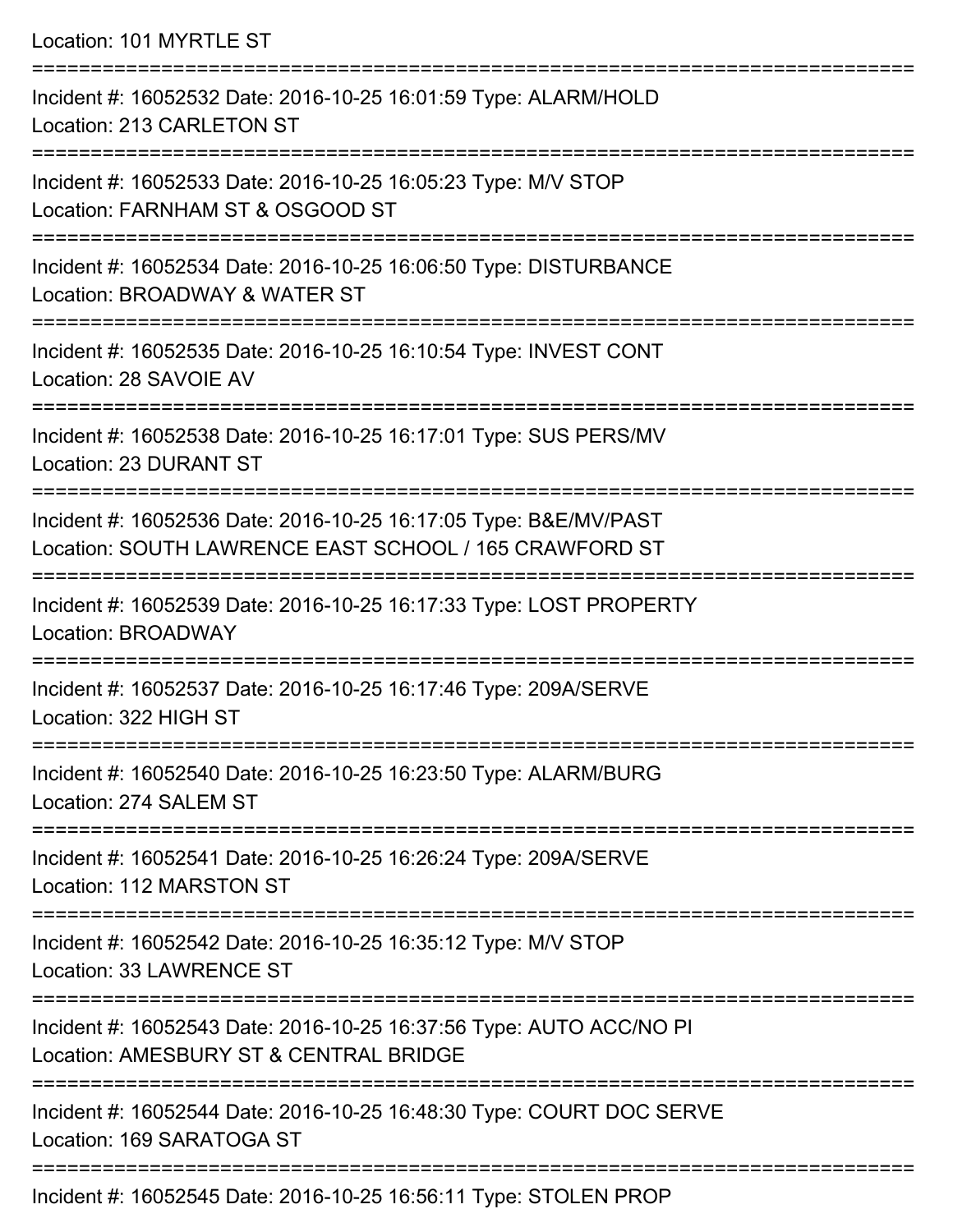Location: 101 MYRTLE ST

===========================================================================

Incident #: 16052532 Date: 2016-10-25 16:01:59 Type: ALARM/HOLD
Location: 213 CARLETON ST

===========================================================================

Incident #: 16052533 Date: 2016-10-25 16:05:23 Type: M/V STOP
Location: FARNHAM ST & OSGOOD ST

===========================================================================

Incident #: 16052534 Date: 2016-10-25 16:06:50 Type: DISTURBANCE
Location: BROADWAY & WATER ST

===========================================================================

Incident #: 16052535 Date: 2016-10-25 16:10:54 Type: INVEST CONT
Location: 28 SAVOIE AV

===========================================================================

Incident #: 16052538 Date: 2016-10-25 16:17:01 Type: SUS PERS/MV
Location: 23 DURANT ST

===========================================================================

Incident #: 16052536 Date: 2016-10-25 16:17:05 Type: B&E/MV/PAST
Location: SOUTH LAWRENCE EAST SCHOOL / 165 CRAWFORD ST

===========================================================================

Incident #: 16052539 Date: 2016-10-25 16:17:33 Type: LOST PROPERTY
Location: BROADWAY

===========================================================================

Incident #: 16052537 Date: 2016-10-25 16:17:46 Type: 209A/SERVE
Location: 322 HIGH ST

===========================================================================

Incident #: 16052540 Date: 2016-10-25 16:23:50 Type: ALARM/BURG
Location: 274 SALEM ST

===========================================================================

Incident #: 16052541 Date: 2016-10-25 16:26:24 Type: 209A/SERVE
Location: 112 MARSTON ST

===========================================================================

Incident #: 16052542 Date: 2016-10-25 16:35:12 Type: M/V STOP
Location: 33 LAWRENCE ST

===========================================================================

Incident #: 16052543 Date: 2016-10-25 16:37:56 Type: AUTO ACC/NO PI
Location: AMESBURY ST & CENTRAL BRIDGE

===========================================================================

Incident #: 16052544 Date: 2016-10-25 16:48:30 Type: COURT DOC SERVE
Location: 169 SARATOGA ST

===========================================================================

Incident #: 16052545 Date: 2016-10-25 16:56:11 Type: STOLEN PROP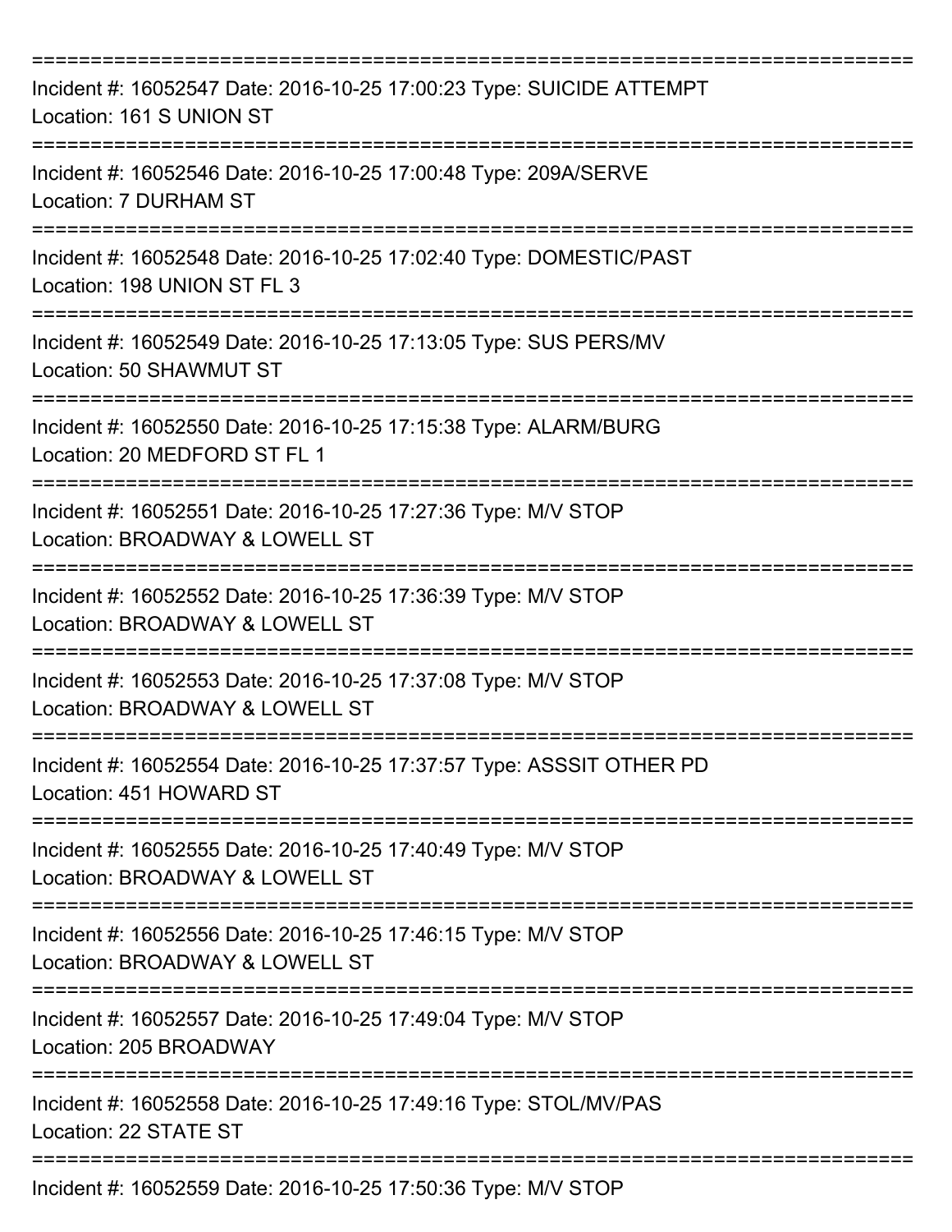===========================================================================
Incident #: 16052547 Date: 2016-10-25 17:00:23 Type: SUICIDE ATTEMPT
Location: 161 S UNION ST
===========================================================================
Incident #: 16052546 Date: 2016-10-25 17:00:48 Type: 209A/SERVE
Location: 7 DURHAM ST
===========================================================================
Incident #: 16052548 Date: 2016-10-25 17:02:40 Type: DOMESTIC/PAST
Location: 198 UNION ST FL 3
===========================================================================
Incident #: 16052549 Date: 2016-10-25 17:13:05 Type: SUS PERS/MV
Location: 50 SHAWMUT ST
===========================================================================
Incident #: 16052550 Date: 2016-10-25 17:15:38 Type: ALARM/BURG
Location: 20 MEDFORD ST FL 1
===========================================================================
Incident #: 16052551 Date: 2016-10-25 17:27:36 Type: M/V STOP
Location: BROADWAY & LOWELL ST
===========================================================================
Incident #: 16052552 Date: 2016-10-25 17:36:39 Type: M/V STOP
Location: BROADWAY & LOWELL ST
===========================================================================
Incident #: 16052553 Date: 2016-10-25 17:37:08 Type: M/V STOP
Location: BROADWAY & LOWELL ST
===========================================================================
Incident #: 16052554 Date: 2016-10-25 17:37:57 Type: ASSSIT OTHER PD
Location: 451 HOWARD ST
===========================================================================
Incident #: 16052555 Date: 2016-10-25 17:40:49 Type: M/V STOP
Location: BROADWAY & LOWELL ST
===========================================================================
Incident #: 16052556 Date: 2016-10-25 17:46:15 Type: M/V STOP
Location: BROADWAY & LOWELL ST
===========================================================================
Incident #: 16052557 Date: 2016-10-25 17:49:04 Type: M/V STOP
Location: 205 BROADWAY
===========================================================================
Incident #: 16052558 Date: 2016-10-25 17:49:16 Type: STOL/MV/PAS
Location: 22 STATE ST
===========================================================================
Incident #: 16052559 Date: 2016-10-25 17:50:36 Type: M/V STOP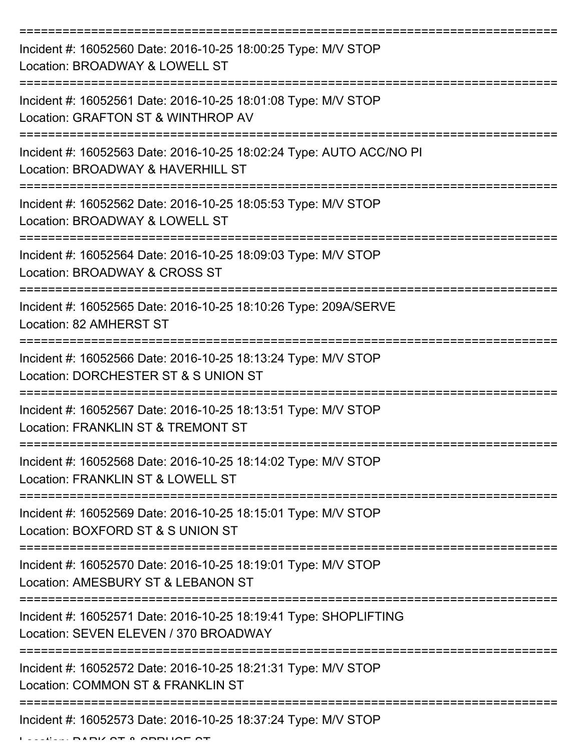===========================================================================

Incident #: 16052560 Date: 2016-10-25 18:00:25 Type: M/V STOP
Location: BROADWAY & LOWELL ST

===========================================================================

Incident #: 16052561 Date: 2016-10-25 18:01:08 Type: M/V STOP
Location: GRAFTON ST & WINTHROP AV

===========================================================================

Incident #: 16052563 Date: 2016-10-25 18:02:24 Type: AUTO ACC/NO PI
Location: BROADWAY & HAVERHILL ST

===========================================================================

Incident #: 16052562 Date: 2016-10-25 18:05:53 Type: M/V STOP
Location: BROADWAY & LOWELL ST

===========================================================================

Incident #: 16052564 Date: 2016-10-25 18:09:03 Type: M/V STOP
Location: BROADWAY & CROSS ST

===========================================================================

Incident #: 16052565 Date: 2016-10-25 18:10:26 Type: 209A/SERVE
Location: 82 AMHERST ST

===========================================================================

Incident #: 16052566 Date: 2016-10-25 18:13:24 Type: M/V STOP
Location: DORCHESTER ST & S UNION ST

===========================================================================

Incident #: 16052567 Date: 2016-10-25 18:13:51 Type: M/V STOP
Location: FRANKLIN ST & TREMONT ST

===========================================================================

Incident #: 16052568 Date: 2016-10-25 18:14:02 Type: M/V STOP
Location: FRANKLIN ST & LOWELL ST

===========================================================================

Incident #: 16052569 Date: 2016-10-25 18:15:01 Type: M/V STOP
Location: BOXFORD ST & S UNION ST

===========================================================================

Incident #: 16052570 Date: 2016-10-25 18:19:01 Type: M/V STOP
Location: AMESBURY ST & LEBANON ST

===========================================================================

Incident #: 16052571 Date: 2016-10-25 18:19:41 Type: SHOPLIFTING
Location: SEVEN ELEVEN / 370 BROADWAY

===========================================================================

Incident #: 16052572 Date: 2016-10-25 18:21:31 Type: M/V STOP
Location: COMMON ST & FRANKLIN ST

===========================================================================

Incident #: 16052573 Date: 2016-10-25 18:37:24 Type: M/V STOP
Location: PARK ST & SPRUCE ST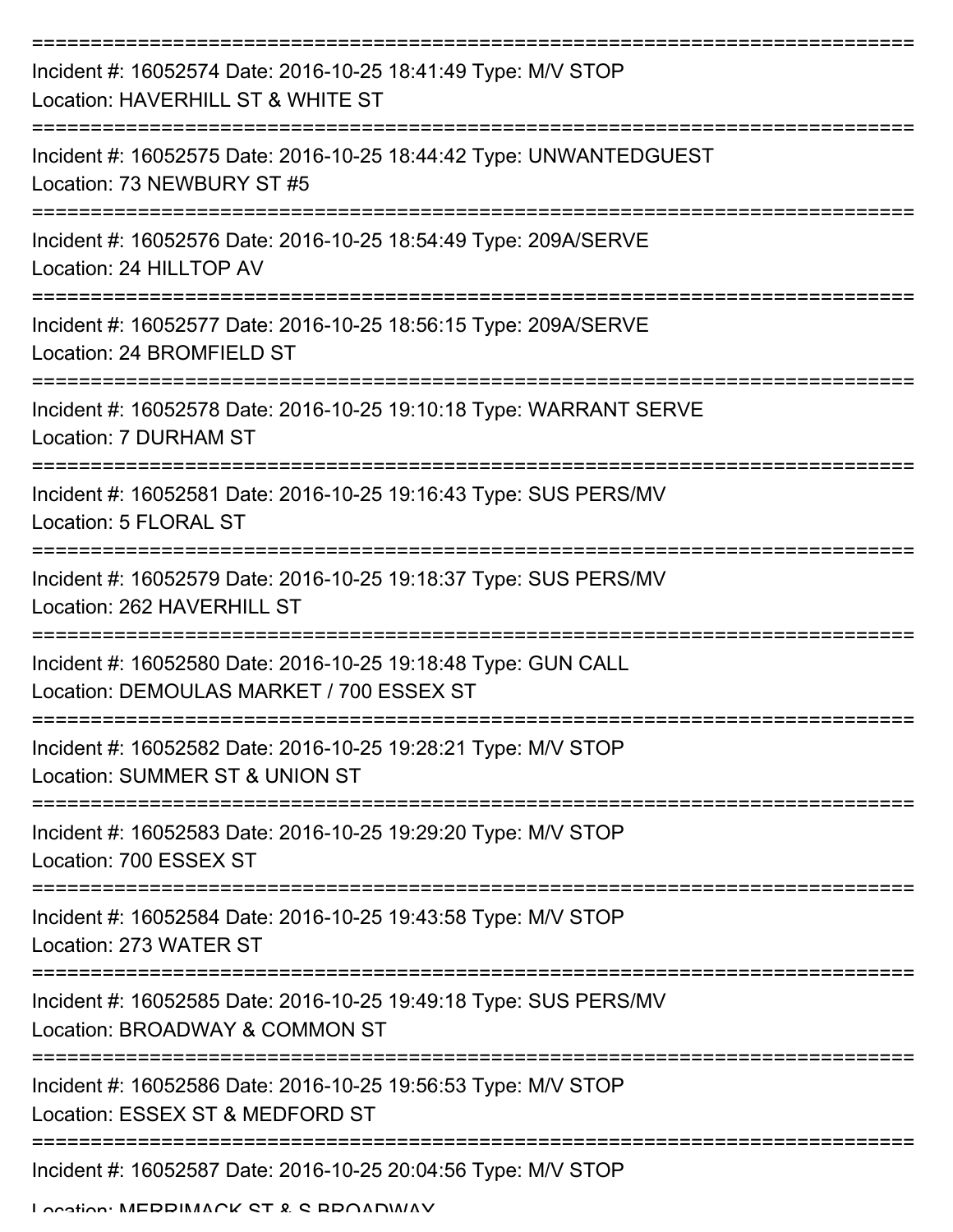===========================================================================

Incident #: 16052574 Date: 2016-10-25 18:41:49 Type: M/V STOP

Location: HAVERHILL ST & WHITE ST

===========================================================================

Incident #: 16052575 Date: 2016-10-25 18:44:42 Type: UNWANTEDGUEST

Location: 73 NEWBURY ST #5

===========================================================================

Incident #: 16052576 Date: 2016-10-25 18:54:49 Type: 209A/SERVE

Location: 24 HILLTOP AV

===========================================================================

Incident #: 16052577 Date: 2016-10-25 18:56:15 Type: 209A/SERVE

Location: 24 BROMFIELD ST

===========================================================================

Incident #: 16052578 Date: 2016-10-25 19:10:18 Type: WARRANT SERVE

Location: 7 DURHAM ST

===========================================================================

Incident #: 16052581 Date: 2016-10-25 19:16:43 Type: SUS PERS/MV

Location: 5 FLORAL ST

===========================================================================

Incident #: 16052579 Date: 2016-10-25 19:18:37 Type: SUS PERS/MV

Location: 262 HAVERHILL ST

===========================================================================

Incident #: 16052580 Date: 2016-10-25 19:18:48 Type: GUN CALL

Location: DEMOULAS MARKET / 700 ESSEX ST

===========================================================================

Incident #: 16052582 Date: 2016-10-25 19:28:21 Type: M/V STOP

Location: SUMMER ST & UNION ST

===========================================================================

Incident #: 16052583 Date: 2016-10-25 19:29:20 Type: M/V STOP

Location: 700 ESSEX ST

===========================================================================

Incident #: 16052584 Date: 2016-10-25 19:43:58 Type: M/V STOP

Location: 273 WATER ST

===========================================================================

Incident #: 16052585 Date: 2016-10-25 19:49:18 Type: SUS PERS/MV

Location: BROADWAY & COMMON ST

===========================================================================

Incident #: 16052586 Date: 2016-10-25 19:56:53 Type: M/V STOP

Location: ESSEX ST & MEDFORD ST

===========================================================================

Incident #: 16052587 Date: 2016-10-25 20:04:56 Type: M/V STOP

Location: MERRIMACK ST & S BROADWAY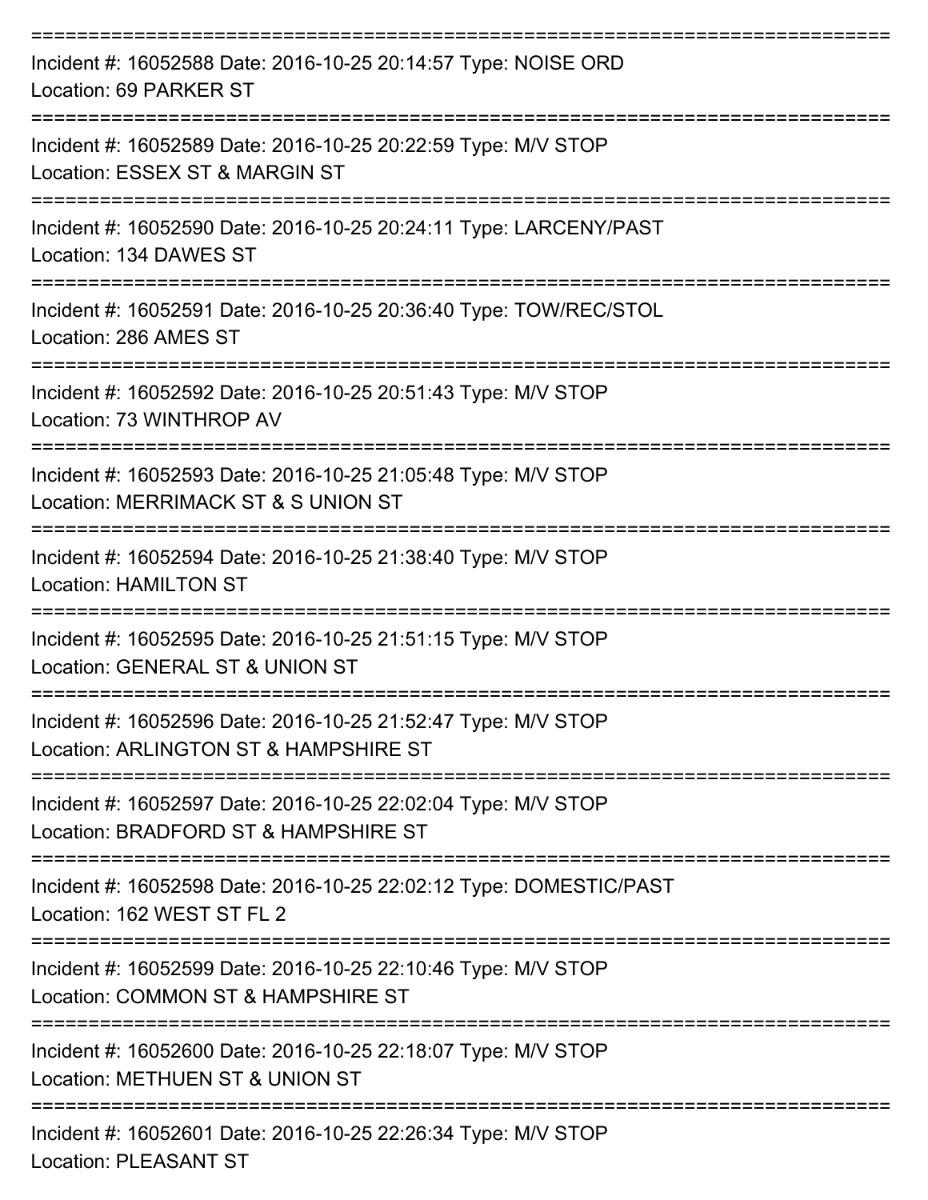===========================================================================

Incident #: 16052588 Date: 2016-10-25 20:14:57 Type: NOISE ORD
Location: 69 PARKER ST

===========================================================================

Incident #: 16052589 Date: 2016-10-25 20:22:59 Type: M/V STOP
Location: ESSEX ST & MARGIN ST

===========================================================================

Incident #: 16052590 Date: 2016-10-25 20:24:11 Type: LARCENY/PAST
Location: 134 DAWES ST

===========================================================================

Incident #: 16052591 Date: 2016-10-25 20:36:40 Type: TOW/REC/STOL
Location: 286 AMES ST

===========================================================================

Incident #: 16052592 Date: 2016-10-25 20:51:43 Type: M/V STOP
Location: 73 WINTHROP AV

===========================================================================

Incident #: 16052593 Date: 2016-10-25 21:05:48 Type: M/V STOP
Location: MERRIMACK ST & S UNION ST

===========================================================================

Incident #: 16052594 Date: 2016-10-25 21:38:40 Type: M/V STOP
Location: HAMILTON ST

===========================================================================

Incident #: 16052595 Date: 2016-10-25 21:51:15 Type: M/V STOP
Location: GENERAL ST & UNION ST

===========================================================================

Incident #: 16052596 Date: 2016-10-25 21:52:47 Type: M/V STOP
Location: ARLINGTON ST & HAMPSHIRE ST

===========================================================================

Incident #: 16052597 Date: 2016-10-25 22:02:04 Type: M/V STOP
Location: BRADFORD ST & HAMPSHIRE ST

===========================================================================

Incident #: 16052598 Date: 2016-10-25 22:02:12 Type: DOMESTIC/PAST
Location: 162 WEST ST FL 2

===========================================================================

Incident #: 16052599 Date: 2016-10-25 22:10:46 Type: M/V STOP
Location: COMMON ST & HAMPSHIRE ST

===========================================================================

Incident #: 16052600 Date: 2016-10-25 22:18:07 Type: M/V STOP
Location: METHUEN ST & UNION ST

===========================================================================

Incident #: 16052601 Date: 2016-10-25 22:26:34 Type: M/V STOP
Location: PLEASANT ST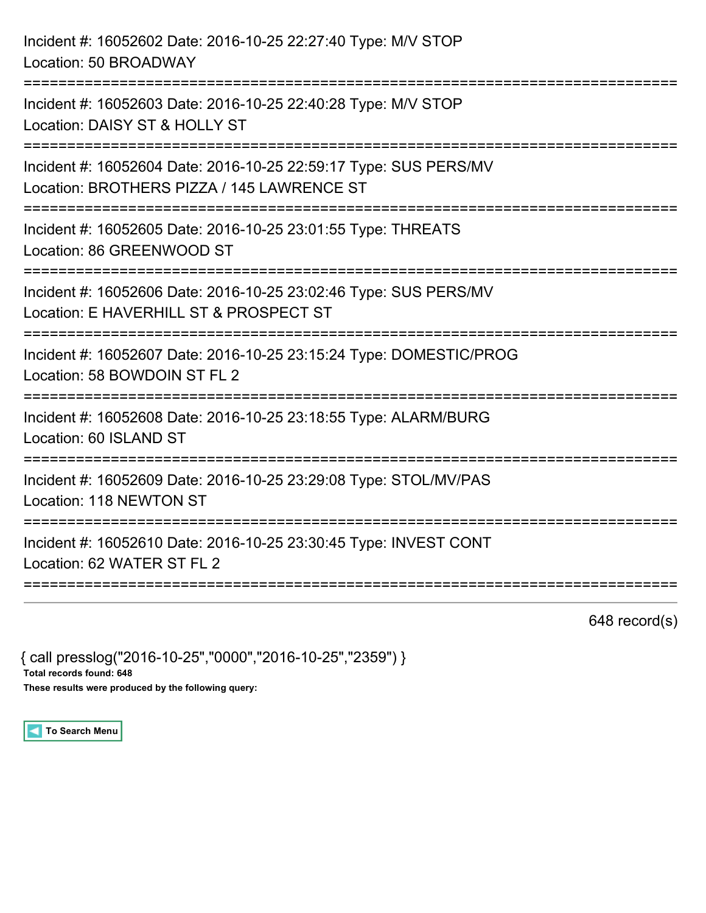Incident #: 16052602 Date: 2016-10-25 22:27:40 Type: M/V STOP
Location: 50 BROADWAY

===========================================================================

Incident #: 16052603 Date: 2016-10-25 22:40:28 Type: M/V STOP
Location: DAISY ST & HOLLY ST

===========================================================================

Incident #: 16052604 Date: 2016-10-25 22:59:17 Type: SUS PERS/MV
Location: BROTHERS PIZZA / 145 LAWRENCE ST

===========================================================================

Incident #: 16052605 Date: 2016-10-25 23:01:55 Type: THREATS
Location: 86 GREENWOOD ST

===========================================================================

Incident #: 16052606 Date: 2016-10-25 23:02:46 Type: SUS PERS/MV
Location: E HAVERHILL ST & PROSPECT ST

===========================================================================

Incident #: 16052607 Date: 2016-10-25 23:15:24 Type: DOMESTIC/PROG
Location: 58 BOWDOIN ST FL 2

===========================================================================

Incident #: 16052608 Date: 2016-10-25 23:18:55 Type: ALARM/BURG
Location: 60 ISLAND ST

===========================================================================

Incident #: 16052609 Date: 2016-10-25 23:29:08 Type: STOL/MV/PAS
Location: 118 NEWTON ST

===========================================================================

Incident #: 16052610 Date: 2016-10-25 23:30:45 Type: INVEST CONT
Location: 62 WATER ST FL 2

===========================================================================

648 record(s)

{ call presslog("2016-10-25","0000","2016-10-25","2359") }

**Total records found: 648**

**These results were produced by the following query:**

To Search Menu